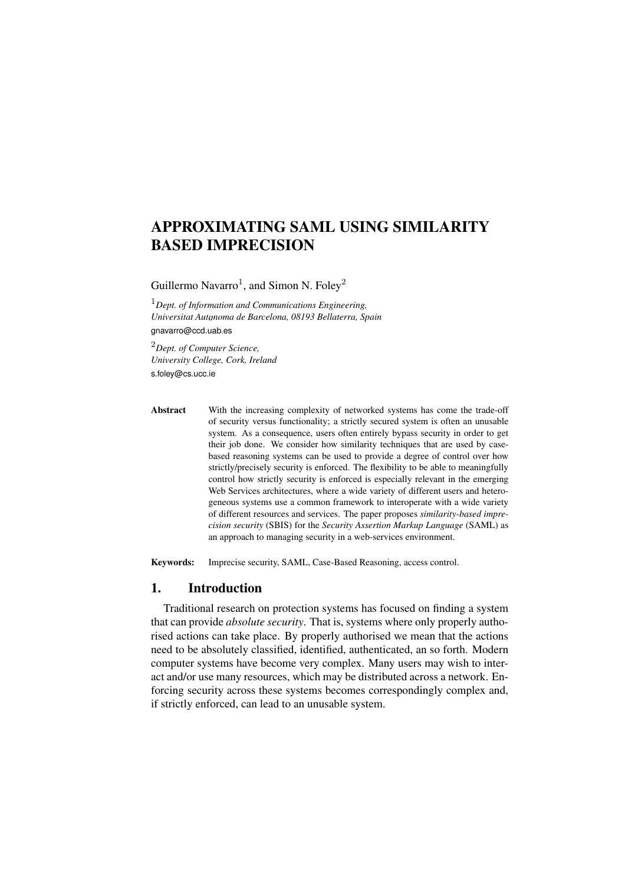# APPROXIMATING SAML USING SIMILARITY BASED IMPRECISION

Guillermo Navarro[1], and Simon N. Foley[2]

[1]*Dept. of Information and Communications Engineering, Universitat Autonoma de Barcelona, 08193 Bellaterra, Spain*
gnavarro@ccd.uab.es

[2]*Dept. of Computer Science, University College, Cork, Ireland*
s.foley@cs.ucc.ie

**Abstract** With the increasing complexity of networked systems has come the trade-off of security versus functionality; a strictly secured system is often an unusable system. As a consequence, users often entirely bypass security in order to get their job done. We consider how similarity techniques that are used by case-based reasoning systems can be used to provide a degree of control over how strictly/precisely security is enforced. The flexibility to be able to meaningfully control how strictly security is enforced is especially relevant in the emerging Web Services architectures, where a wide variety of different users and heterogeneous systems use a common framework to interoperate with a wide variety of different resources and services. The paper proposes *similarity-based imprecision security* (SBIS) for the *Security Assertion Markup Language* (SAML) as an approach to managing security in a web-services environment.

**Keywords:** Imprecise security, SAML, Case-Based Reasoning, access control.

## 1. Introduction

Traditional research on protection systems has focused on finding a system that can provide *absolute security*. That is, systems where only properly authorised actions can take place. By properly authorised we mean that the actions need to be absolutely classified, identified, authenticated, an so forth. Modern computer systems have become very complex. Many users may wish to interact and/or use many resources, which may be distributed across a network. Enforcing security across these systems becomes correspondingly complex and, if strictly enforced, can lead to an unusable system.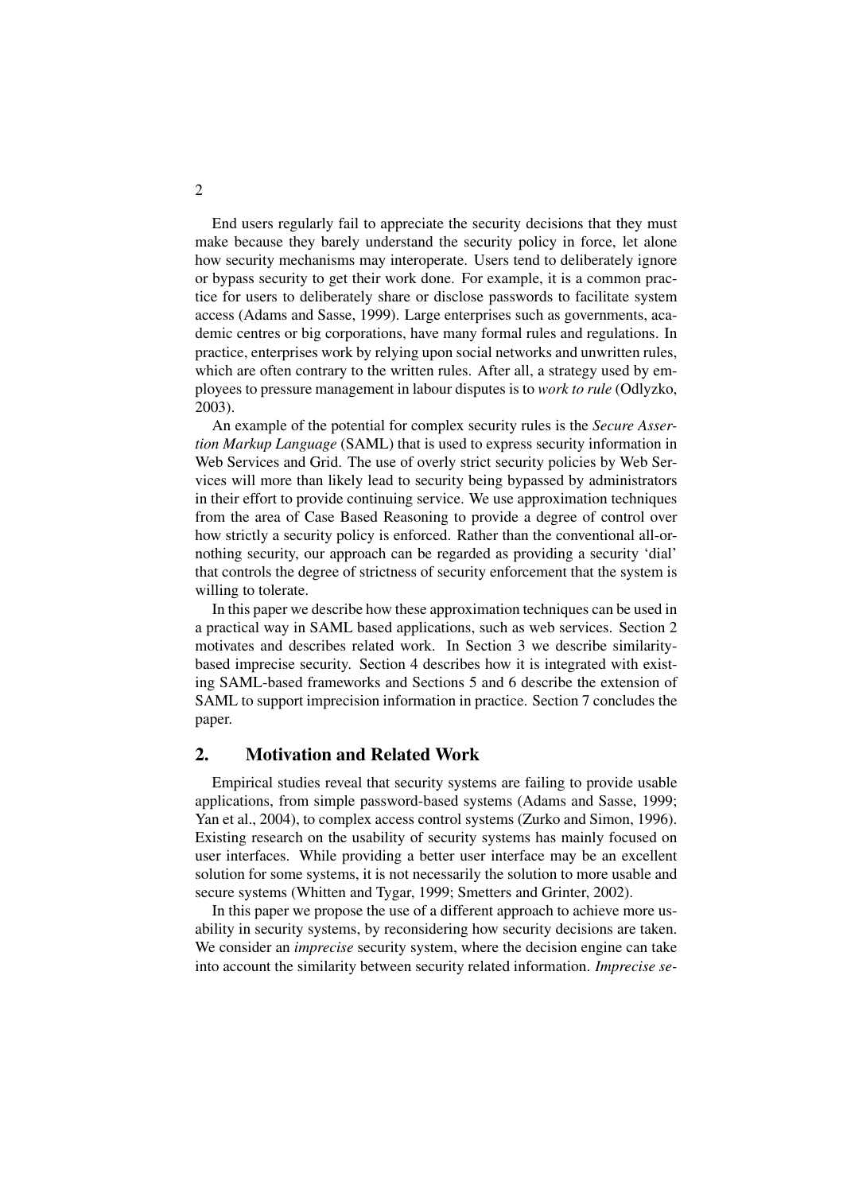End users regularly fail to appreciate the security decisions that they must make because they barely understand the security policy in force, let alone how security mechanisms may interoperate. Users tend to deliberately ignore or bypass security to get their work done. For example, it is a common practice for users to deliberately share or disclose passwords to facilitate system access (Adams and Sasse, 1999). Large enterprises such as governments, academic centres or big corporations, have many formal rules and regulations. In practice, enterprises work by relying upon social networks and unwritten rules, which are often contrary to the written rules. After all, a strategy used by employees to pressure management in labour disputes is to *work to rule* (Odlyzko, 2003).

An example of the potential for complex security rules is the *Secure Assertion Markup Language* (SAML) that is used to express security information in Web Services and Grid. The use of overly strict security policies by Web Services will more than likely lead to security being bypassed by administrators in their effort to provide continuing service. We use approximation techniques from the area of Case Based Reasoning to provide a degree of control over how strictly a security policy is enforced. Rather than the conventional all-or-nothing security, our approach can be regarded as providing a security 'dial' that controls the degree of strictness of security enforcement that the system is willing to tolerate.

In this paper we describe how these approximation techniques can be used in a practical way in SAML based applications, such as web services. Section 2 motivates and describes related work. In Section 3 we describe similarity-based imprecise security. Section 4 describes how it is integrated with existing SAML-based frameworks and Sections 5 and 6 describe the extension of SAML to support imprecision information in practice. Section 7 concludes the paper.

## 2. Motivation and Related Work

Empirical studies reveal that security systems are failing to provide usable applications, from simple password-based systems (Adams and Sasse, 1999; Yan et al., 2004), to complex access control systems (Zurko and Simon, 1996). Existing research on the usability of security systems has mainly focused on user interfaces. While providing a better user interface may be an excellent solution for some systems, it is not necessarily the solution to more usable and secure systems (Whitten and Tygar, 1999; Smetters and Grinter, 2002).

In this paper we propose the use of a different approach to achieve more usability in security systems, by reconsidering how security decisions are taken. We consider an *imprecise* security system, where the decision engine can take into account the similarity between security related information. *Imprecise se-*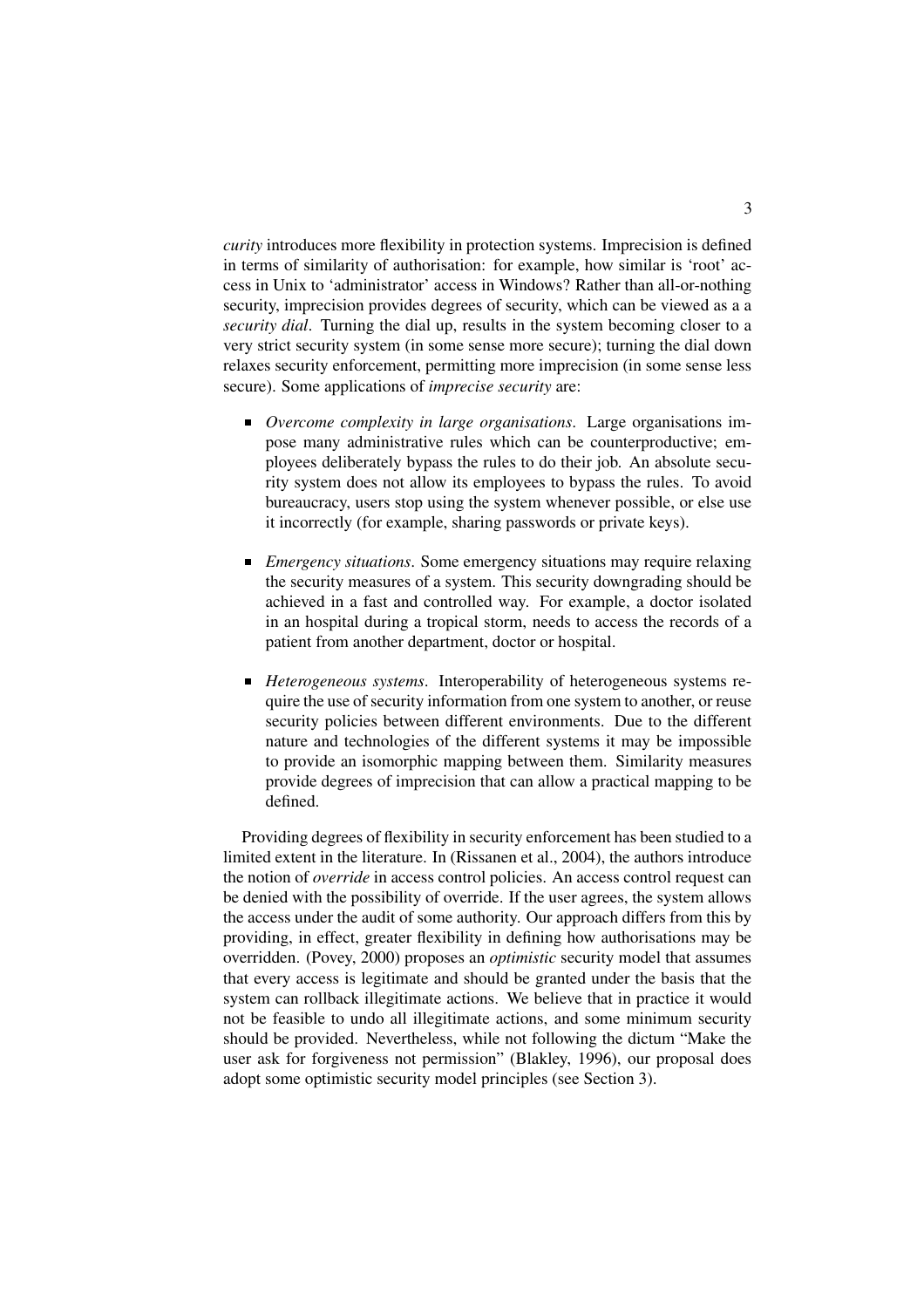*curity* introduces more flexibility in protection systems. Imprecision is defined in terms of similarity of authorisation: for example, how similar is 'root' access in Unix to 'administrator' access in Windows? Rather than all-or-nothing security, imprecision provides degrees of security, which can be viewed as a a *security dial*. Turning the dial up, results in the system becoming closer to a very strict security system (in some sense more secure); turning the dial down relaxes security enforcement, permitting more imprecision (in some sense less secure). Some applications of *imprecise security* are:

- *Overcome complexity in large organisations*. Large organisations impose many administrative rules which can be counterproductive; employees deliberately bypass the rules to do their job. An absolute security system does not allow its employees to bypass the rules. To avoid bureaucracy, users stop using the system whenever possible, or else use it incorrectly (for example, sharing passwords or private keys).
- *Emergency situations*. Some emergency situations may require relaxing the security measures of a system. This security downgrading should be achieved in a fast and controlled way. For example, a doctor isolated in an hospital during a tropical storm, needs to access the records of a patient from another department, doctor or hospital.
- *Heterogeneous systems*. Interoperability of heterogeneous systems require the use of security information from one system to another, or reuse security policies between different environments. Due to the different nature and technologies of the different systems it may be impossible to provide an isomorphic mapping between them. Similarity measures provide degrees of imprecision that can allow a practical mapping to be defined.

Providing degrees of flexibility in security enforcement has been studied to a limited extent in the literature. In (Rissanen et al., 2004), the authors introduce the notion of *override* in access control policies. An access control request can be denied with the possibility of override. If the user agrees, the system allows the access under the audit of some authority. Our approach differs from this by providing, in effect, greater flexibility in defining how authorisations may be overridden. (Povey, 2000) proposes an *optimistic* security model that assumes that every access is legitimate and should be granted under the basis that the system can rollback illegitimate actions. We believe that in practice it would not be feasible to undo all illegitimate actions, and some minimum security should be provided. Nevertheless, while not following the dictum "Make the user ask for forgiveness not permission" (Blakley, 1996), our proposal does adopt some optimistic security model principles (see Section 3).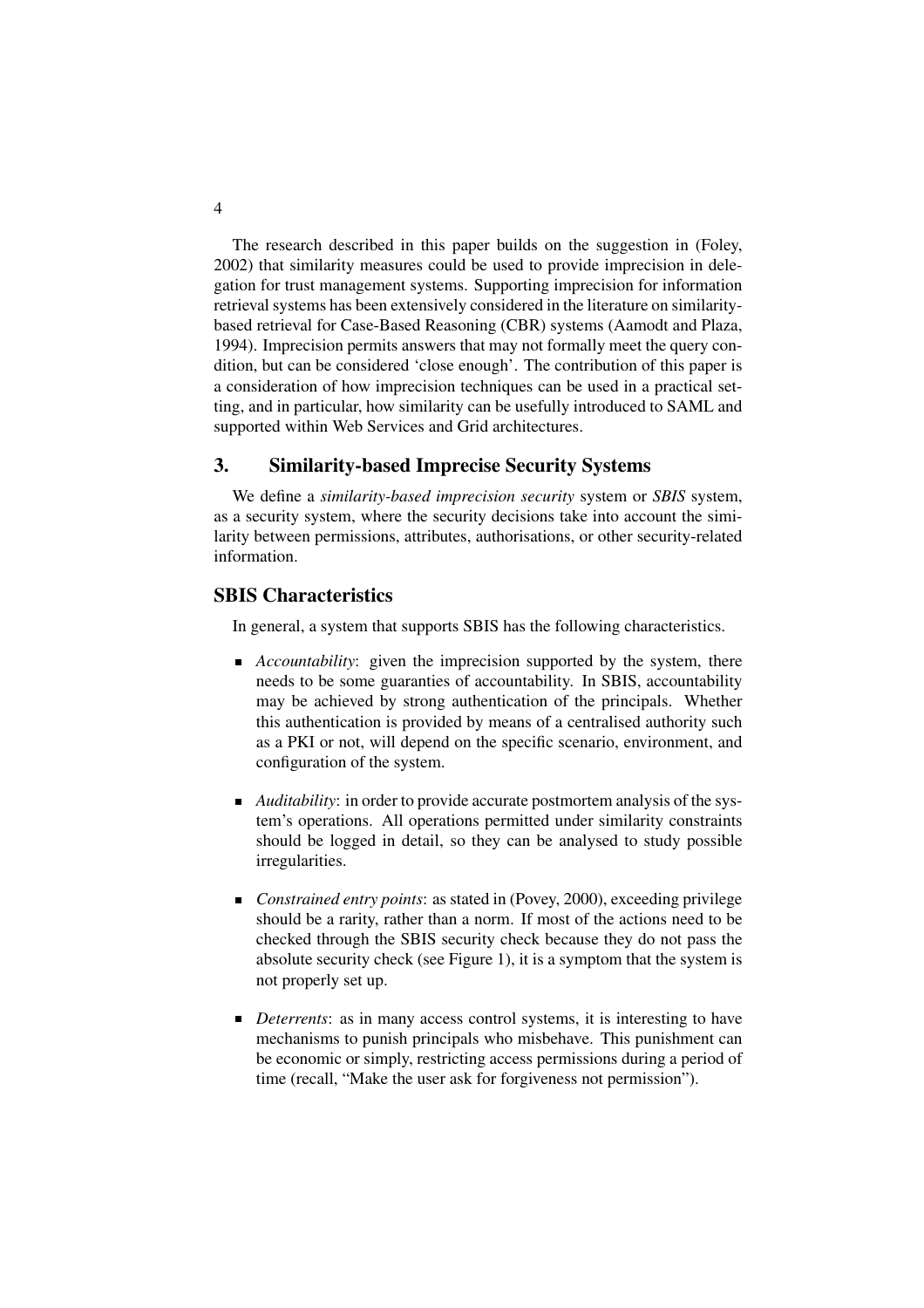The research described in this paper builds on the suggestion in (Foley, 2002) that similarity measures could be used to provide imprecision in delegation for trust management systems. Supporting imprecision for information retrieval systems has been extensively considered in the literature on similarity-based retrieval for Case-Based Reasoning (CBR) systems (Aamodt and Plaza, 1994). Imprecision permits answers that may not formally meet the query condition, but can be considered 'close enough'. The contribution of this paper is a consideration of how imprecision techniques can be used in a practical setting, and in particular, how similarity can be usefully introduced to SAML and supported within Web Services and Grid architectures.

## 3. Similarity-based Imprecise Security Systems

We define a *similarity-based imprecision security* system or *SBIS* system, as a security system, where the security decisions take into account the similarity between permissions, attributes, authorisations, or other security-related information.

### SBIS Characteristics

In general, a system that supports SBIS has the following characteristics.

- *Accountability*: given the imprecision supported by the system, there needs to be some guaranties of accountability. In SBIS, accountability may be achieved by strong authentication of the principals. Whether this authentication is provided by means of a centralised authority such as a PKI or not, will depend on the specific scenario, environment, and configuration of the system.

- *Auditability*: in order to provide accurate postmortem analysis of the system's operations. All operations permitted under similarity constraints should be logged in detail, so they can be analysed to study possible irregularities.

- *Constrained entry points*: as stated in (Povey, 2000), exceeding privilege should be a rarity, rather than a norm. If most of the actions need to be checked through the SBIS security check because they do not pass the absolute security check (see Figure 1), it is a symptom that the system is not properly set up.

- *Deterrents*: as in many access control systems, it is interesting to have mechanisms to punish principals who misbehave. This punishment can be economic or simply, restricting access permissions during a period of time (recall, "Make the user ask for forgiveness not permission").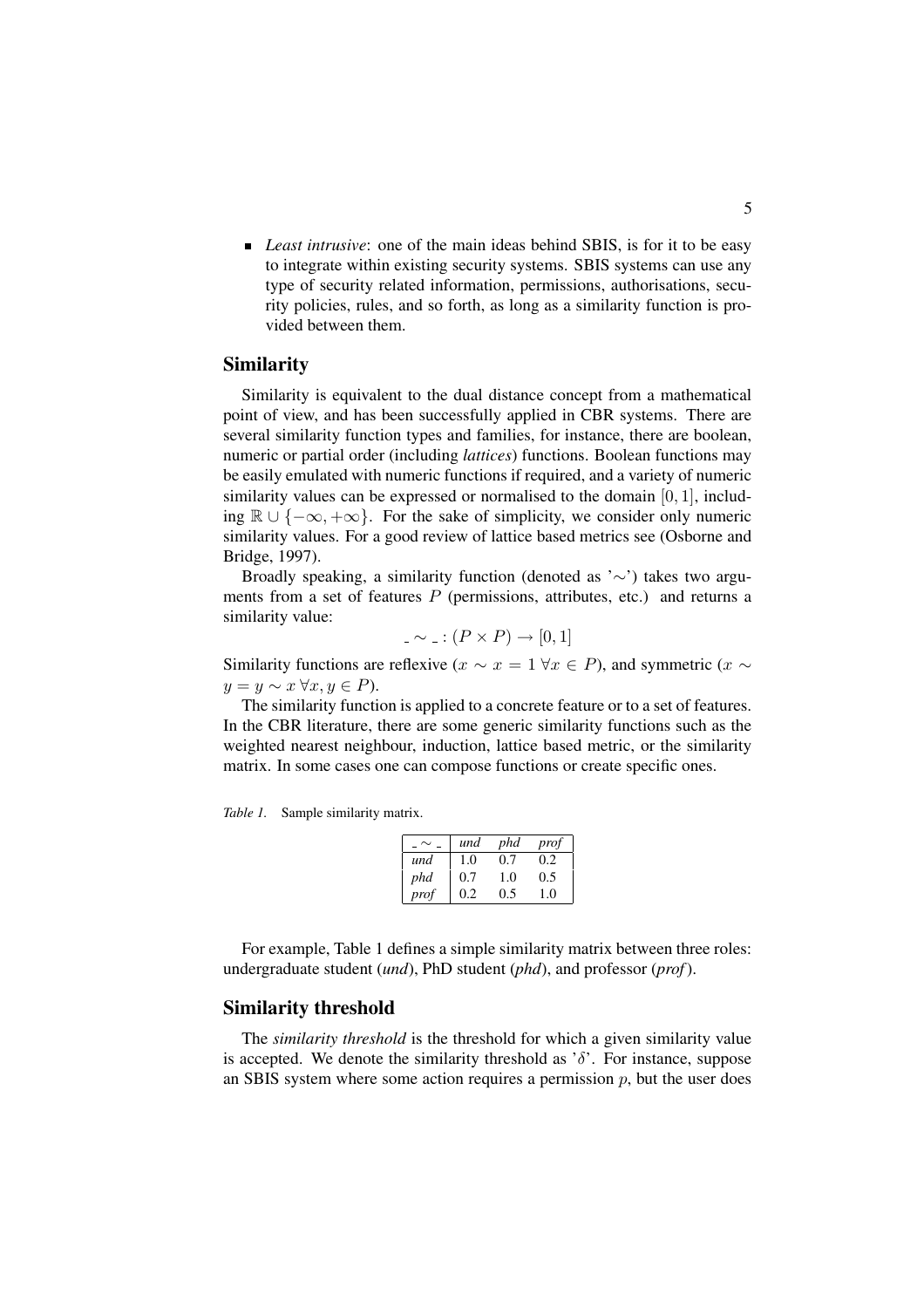- *Least intrusive*: one of the main ideas behind SBIS, is for it to be easy to integrate within existing security systems. SBIS systems can use any type of security related information, permissions, authorisations, security policies, rules, and so forth, as long as a similarity function is provided between them.

## Similarity

Similarity is equivalent to the dual distance concept from a mathematical point of view, and has been successfully applied in CBR systems. There are several similarity function types and families, for instance, there are boolean, numeric or partial order (including *lattices*) functions. Boolean functions may be easily emulated with numeric functions if required, and a variety of numeric similarity values can be expressed or normalised to the domain $[0, 1]$, including $\mathbb{R} \cup \{-\infty, +\infty\}$. For the sake of simplicity, we consider only numeric similarity values. For a good review of lattice based metrics see (Osborne and Bridge, 1997).

Broadly speaking, a similarity function (denoted as '$\sim$') takes two arguments from a set of features $P$ (permissions, attributes, etc.) and returns a similarity value:

$$\_ \sim \_ : (P \times P) \rightarrow [0, 1]$$

Similarity functions are reflexive ($x \sim x = 1 \; \forall x \in P$), and symmetric ($x \sim y = y \sim x \; \forall x, y \in P$).

The similarity function is applied to a concrete feature or to a set of features. In the CBR literature, there are some generic similarity functions such as the weighted nearest neighbour, induction, lattice based metric, or the similarity matrix. In some cases one can compose functions or create specific ones.

*Table 1.* Sample similarity matrix.

| $\_ \sim \_$ | *und* | *phd* | *prof* |
|---|---|---|---|
| *und* | 1.0 | 0.7 | 0.2 |
| *phd* | 0.7 | 1.0 | 0.5 |
| *prof* | 0.2 | 0.5 | 1.0 |

For example, Table 1 defines a simple similarity matrix between three roles: undergraduate student (*und*), PhD student (*phd*), and professor (*prof*).

## Similarity threshold

The *similarity threshold* is the threshold for which a given similarity value is accepted. We denote the similarity threshold as '$\delta$'. For instance, suppose an SBIS system where some action requires a permission $p$, but the user does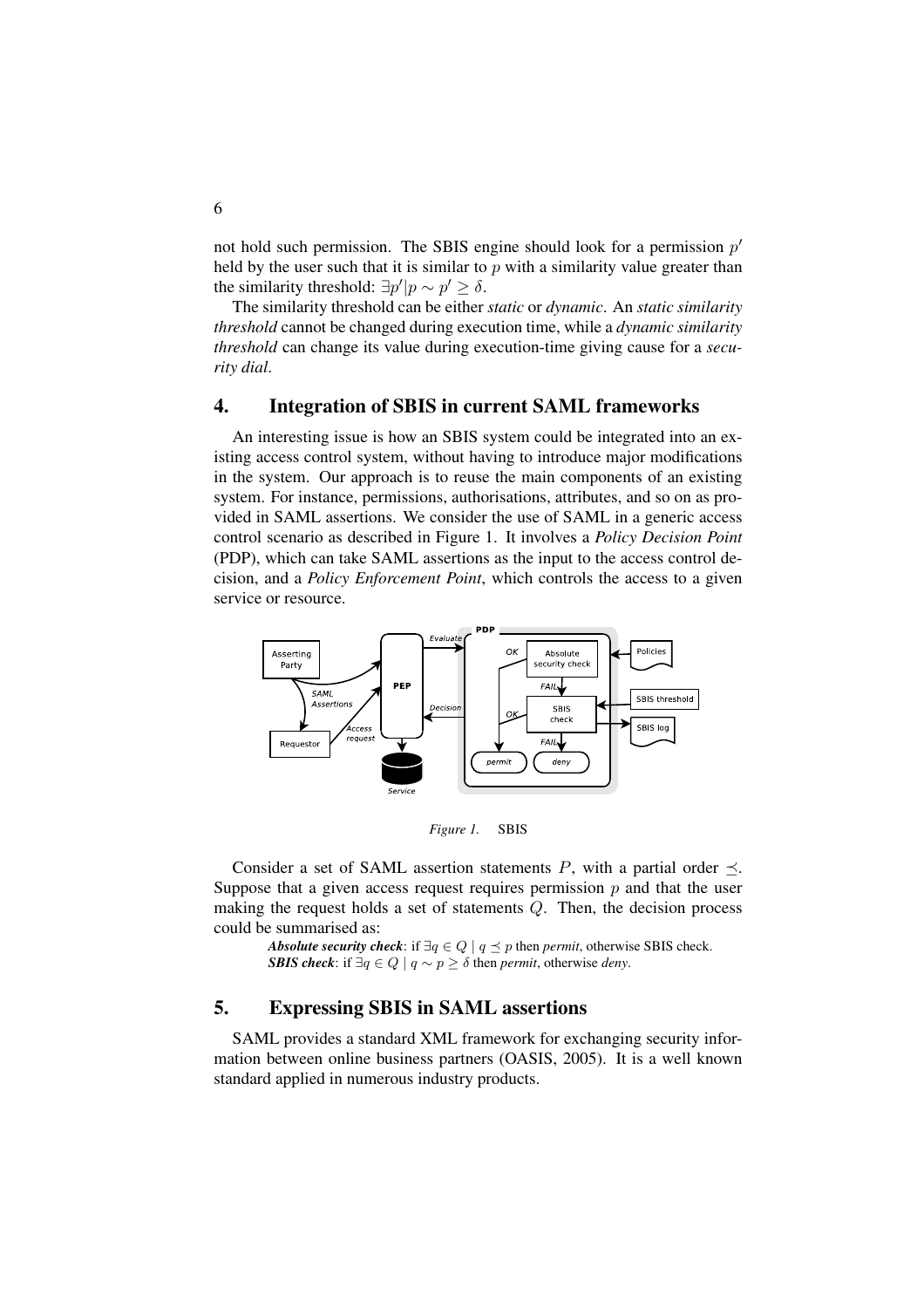not hold such permission. The SBIS engine should look for a permission $p'$ held by the user such that it is similar to $p$ with a similarity value greater than the similarity threshold: $\exists p' | p \sim p' \geq \delta$.

The similarity threshold can be either *static* or *dynamic*. An *static similarity threshold* cannot be changed during execution time, while a *dynamic similarity threshold* can change its value during execution-time giving cause for a *security dial*.

## 4. Integration of SBIS in current SAML frameworks

An interesting issue is how an SBIS system could be integrated into an existing access control system, without having to introduce major modifications in the system. Our approach is to reuse the main components of an existing system. For instance, permissions, authorisations, attributes, and so on as provided in SAML assertions. We consider the use of SAML in a generic access control scenario as described in Figure 1. It involves a *Policy Decision Point* (PDP), which can take SAML assertions as the input to the access control decision, and a *Policy Enforcement Point*, which controls the access to a given service or resource.

*Figure 1.* SBIS

Consider a set of SAML assertion statements $P$, with a partial order $\preceq$. Suppose that a given access request requires permission $p$ and that the user making the request holds a set of statements $Q$. Then, the decision process could be summarised as:

> ***Absolute security check***: if $\exists q \in Q \mid q \preceq p$ then *permit*, otherwise SBIS check.
> ***SBIS check***: if $\exists q \in Q \mid q \sim p \geq \delta$ then *permit*, otherwise *deny*.

## 5. Expressing SBIS in SAML assertions

SAML provides a standard XML framework for exchanging security information between online business partners (OASIS, 2005). It is a well known standard applied in numerous industry products.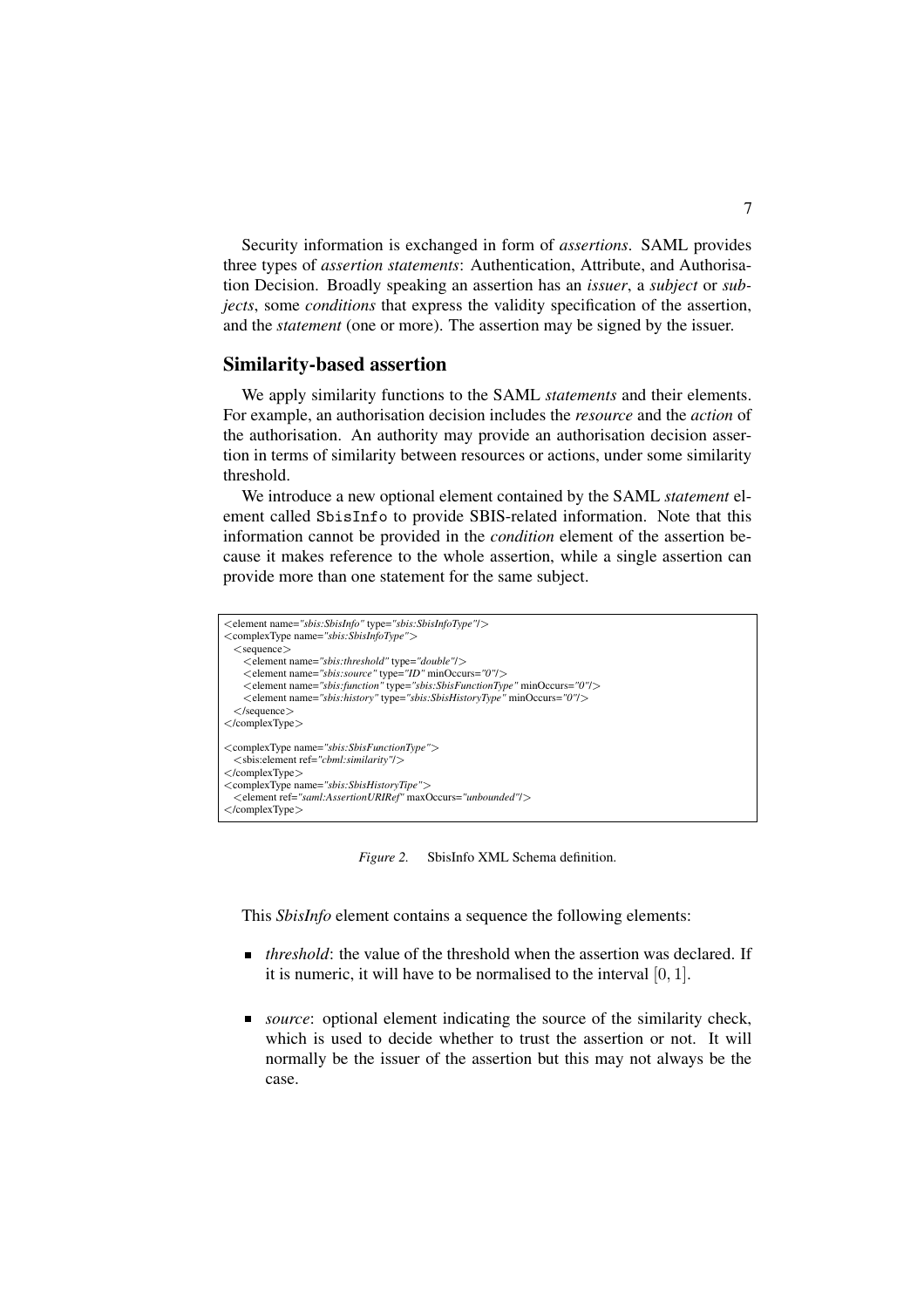Security information is exchanged in form of *assertions*. SAML provides three types of *assertion statements*: Authentication, Attribute, and Authorisation Decision. Broadly speaking an assertion has an *issuer*, a *subject* or *subjects*, some *conditions* that express the validity specification of the assertion, and the *statement* (one or more). The assertion may be signed by the issuer.

## Similarity-based assertion

We apply similarity functions to the SAML *statements* and their elements. For example, an authorisation decision includes the *resource* and the *action* of the authorisation. An authority may provide an authorisation decision assertion in terms of similarity between resources or actions, under some similarity threshold.

We introduce a new optional element contained by the SAML *statement* element called `SbisInfo` to provide SBIS-related information. Note that this information cannot be provided in the *condition* element of the assertion because it makes reference to the whole assertion, while a single assertion can provide more than one statement for the same subject.

```
<element name="sbis:SbisInfo" type="sbis:SbisInfoType"/>
<complexType name="sbis:SbisInfoType">
  <sequence>
    <element name="sbis:threshold" type="double"/>
    <element name="sbis:source" type="ID" minOccurs="0"/>
    <element name="sbis:function" type="sbis:SbisFunctionType" minOccurs="0"/>
    <element name="sbis:history" type="sbis:SbisHistoryType" minOccurs="0"/>
  </sequence>
</complexType>

<complexType name="sbis:SbisFunctionType">
  <sbis:element ref="cbml:similarity"/>
</complexType>
<complexType name="sbis:SbisHistoryTipe">
  <element ref="saml:AssertionURIRef" maxOccurs="unbounded"/>
</complexType>
```

*Figure 2.* SbisInfo XML Schema definition.

This *SbisInfo* element contains a sequence the following elements:

- *threshold*: the value of the threshold when the assertion was declared. If it is numeric, it will have to be normalised to the interval $[0, 1]$.
- *source*: optional element indicating the source of the similarity check, which is used to decide whether to trust the assertion or not. It will normally be the issuer of the assertion but this may not always be the case.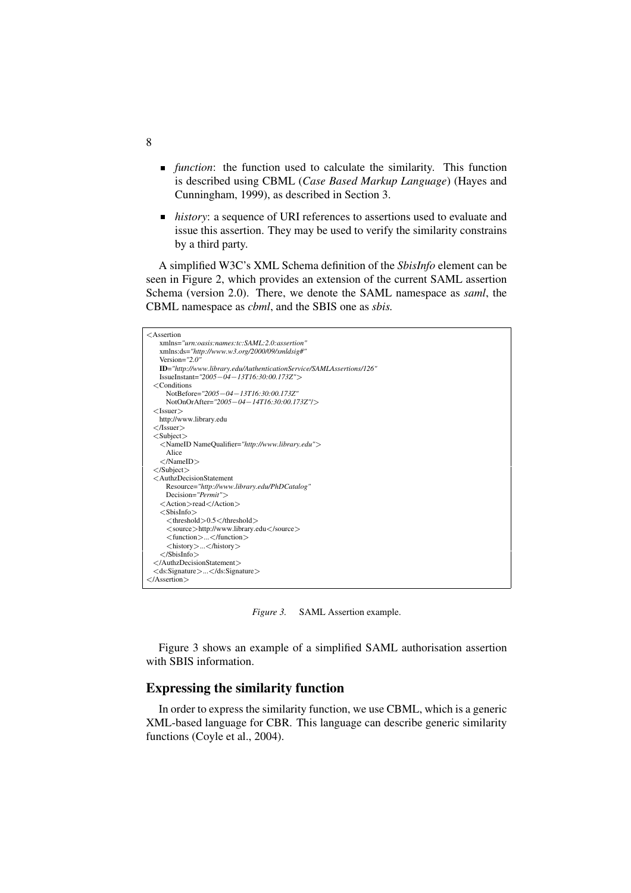- *function*: the function used to calculate the similarity. This function is described using CBML (*Case Based Markup Language*) (Hayes and Cunningham, 1999), as described in Section 3.
- *history*: a sequence of URI references to assertions used to evaluate and issue this assertion. They may be used to verify the similarity constrains by a third party.

A simplified W3C's XML Schema definition of the *SbisInfo* element can be seen in Figure 2, which provides an extension of the current SAML assertion Schema (version 2.0). There, we denote the SAML namespace as *saml*, the CBML namespace as *cbml*, and the SBIS one as *sbis*.

```
<Assertion
    xmlns="urn:oasis:names:tc:SAML:2.0:assertion"
    xmlns:ds="http://www.w3.org/2000/09/xmldsig#"
    Version="2.0"
    ID="http://www.library.edu/AuthenticationService/SAMLAssertions/126"
    IssueInstant="2005−04−13T16:30:00.173Z">
  <Conditions
      NotBefore="2005−04−13T16:30:00.173Z"
      NotOnOrAfter="2005−04−14T16:30:00.173Z"/>
  <Issuer>
    http://www.library.edu
  </Issuer>
  <Subject>
    <NameID NameQualifier="http://www.library.edu">
      Alice
    </NameID>
  </Subject>
  <AuthzDecisionStatement
      Resource="http://www.library.edu/PhDCatalog"
      Decision="Permit">
    <Action>read</Action>
    <SbisInfo>
      <threshold>0.5</threshold>
      <source>http://www.library.edu</source>
      <function>...</function>
      <history>...</history>
    </SbisInfo>
  </AuthzDecisionStatement>
  <ds:Signature>...</ds:Signature>
</Assertion>
```

*Figure 3.* SAML Assertion example.

Figure 3 shows an example of a simplified SAML authorisation assertion with SBIS information.

## Expressing the similarity function

In order to express the similarity function, we use CBML, which is a generic XML-based language for CBR. This language can describe generic similarity functions (Coyle et al., 2004).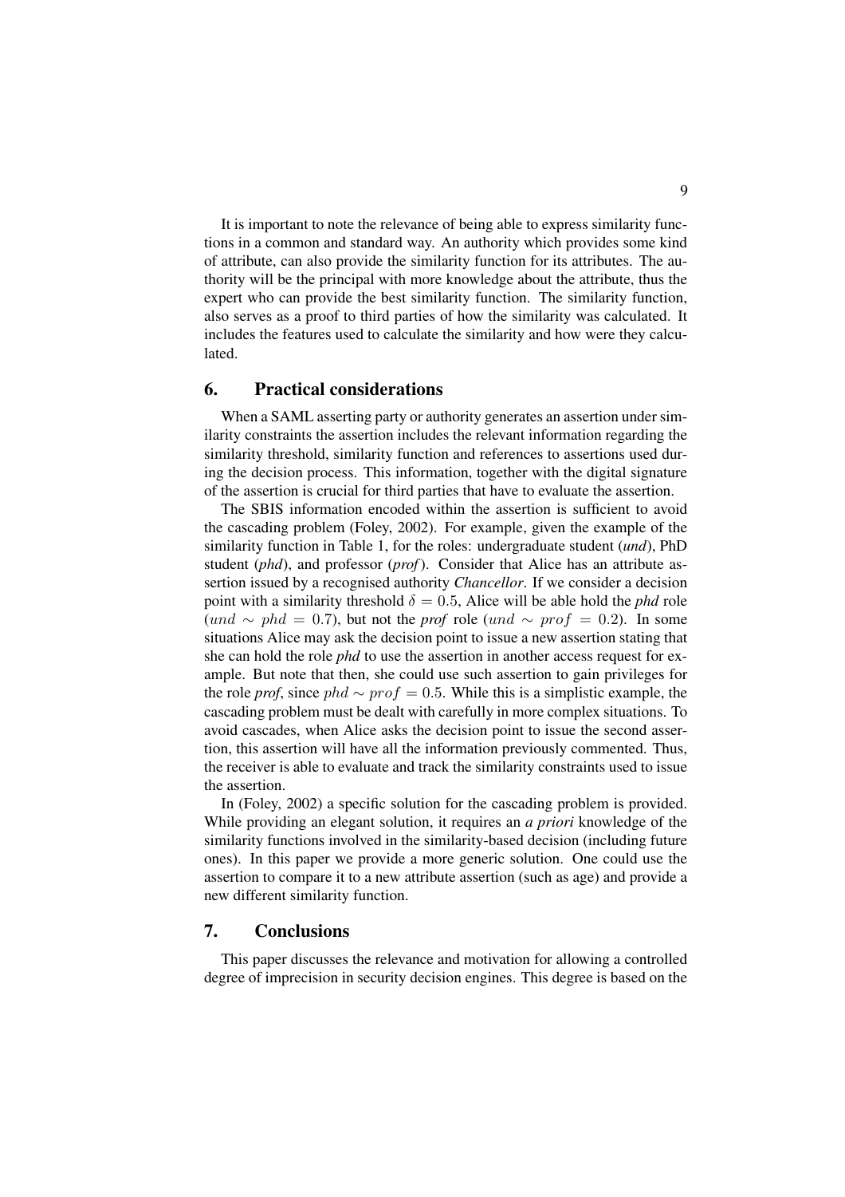It is important to note the relevance of being able to express similarity functions in a common and standard way. An authority which provides some kind of attribute, can also provide the similarity function for its attributes. The authority will be the principal with more knowledge about the attribute, thus the expert who can provide the best similarity function. The similarity function, also serves as a proof to third parties of how the similarity was calculated. It includes the features used to calculate the similarity and how were they calculated.

## 6. Practical considerations

When a SAML asserting party or authority generates an assertion under similarity constraints the assertion includes the relevant information regarding the similarity threshold, similarity function and references to assertions used during the decision process. This information, together with the digital signature of the assertion is crucial for third parties that have to evaluate the assertion.

The SBIS information encoded within the assertion is sufficient to avoid the cascading problem (Foley, 2002). For example, given the example of the similarity function in Table 1, for the roles: undergraduate student (*und*), PhD student (*phd*), and professor (*prof*). Consider that Alice has an attribute assertion issued by a recognised authority *Chancellor*. If we consider a decision point with a similarity threshold $\delta = 0.5$, Alice will be able hold the *phd* role ($und \sim phd = 0.7$), but not the *prof* role ($und \sim prof = 0.2$). In some situations Alice may ask the decision point to issue a new assertion stating that she can hold the role *phd* to use the assertion in another access request for example. But note that then, she could use such assertion to gain privileges for the role *prof*, since $phd \sim prof = 0.5$. While this is a simplistic example, the cascading problem must be dealt with carefully in more complex situations. To avoid cascades, when Alice asks the decision point to issue the second assertion, this assertion will have all the information previously commented. Thus, the receiver is able to evaluate and track the similarity constraints used to issue the assertion.

In (Foley, 2002) a specific solution for the cascading problem is provided. While providing an elegant solution, it requires an *a priori* knowledge of the similarity functions involved in the similarity-based decision (including future ones). In this paper we provide a more generic solution. One could use the assertion to compare it to a new attribute assertion (such as age) and provide a new different similarity function.

## 7. Conclusions

This paper discusses the relevance and motivation for allowing a controlled degree of imprecision in security decision engines. This degree is based on the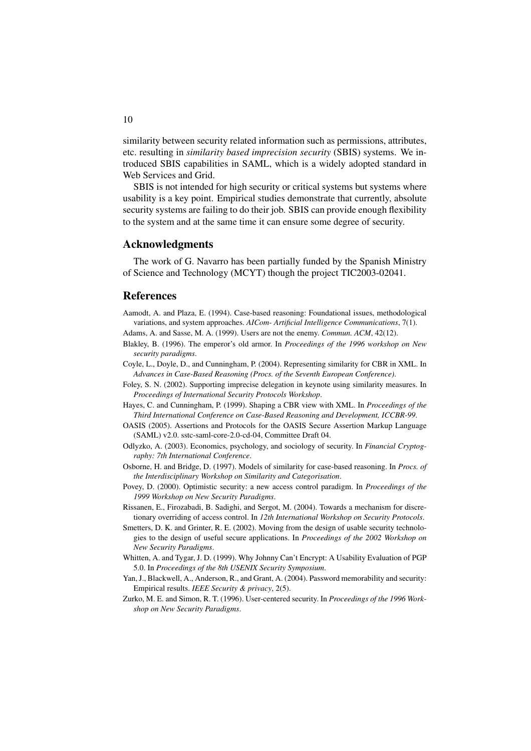similarity between security related information such as permissions, attributes, etc. resulting in *similarity based imprecision security* (SBIS) systems. We introduced SBIS capabilities in SAML, which is a widely adopted standard in Web Services and Grid.

SBIS is not intended for high security or critical systems but systems where usability is a key point. Empirical studies demonstrate that currently, absolute security systems are failing to do their job. SBIS can provide enough flexibility to the system and at the same time it can ensure some degree of security.

## Acknowledgments

The work of G. Navarro has been partially funded by the Spanish Ministry of Science and Technology (MCYT) though the project TIC2003-02041.

## References

Aamodt, A. and Plaza, E. (1994). Case-based reasoning: Foundational issues, methodological variations, and system approaches. *AICom- Artificial Intelligence Communications*, 7(1).

Adams, A. and Sasse, M. A. (1999). Users are not the enemy. *Commun. ACM*, 42(12).

Blakley, B. (1996). The emperor's old armor. In *Proceedings of the 1996 workshop on New security paradigms*.

Coyle, L., Doyle, D., and Cunningham, P. (2004). Representing similarity for CBR in XML. In *Advances in Case-Based Reasoning (Procs. of the Seventh European Conference)*.

Foley, S. N. (2002). Supporting imprecise delegation in keynote using similarity measures. In *Proceedings of International Security Protocols Workshop*.

Hayes, C. and Cunningham, P. (1999). Shaping a CBR view with XML. In *Proceedings of the Third International Conference on Case-Based Reasoning and Development, ICCBR-99*.

OASIS (2005). Assertions and Protocols for the OASIS Secure Assertion Markup Language (SAML) v2.0. sstc-saml-core-2.0-cd-04, Committee Draft 04.

Odlyzko, A. (2003). Economics, psychology, and sociology of security. In *Financial Cryptography: 7th International Conference*.

Osborne, H. and Bridge, D. (1997). Models of similarity for case-based reasoning. In *Procs. of the Interdisciplinary Workshop on Similarity and Categorisation*.

Povey, D. (2000). Optimistic security: a new access control paradigm. In *Proceedings of the 1999 Workshop on New Security Paradigms*.

Rissanen, E., Firozabadi, B. Sadighi, and Sergot, M. (2004). Towards a mechanism for discretionary overriding of access control. In *12th International Workshop on Security Protocols*.

Smetters, D. K. and Grinter, R. E. (2002). Moving from the design of usable security technologies to the design of useful secure applications. In *Proceedings of the 2002 Workshop on New Security Paradigms*.

Whitten, A. and Tygar, J. D. (1999). Why Johnny Can't Encrypt: A Usability Evaluation of PGP 5.0. In *Proceedings of the 8th USENIX Security Symposium*.

Yan, J., Blackwell, A., Anderson, R., and Grant, A. (2004). Password memorability and security: Empirical results. *IEEE Security & privacy*, 2(5).

Zurko, M. E. and Simon, R. T. (1996). User-centered security. In *Proceedings of the 1996 Workshop on New Security Paradigms*.